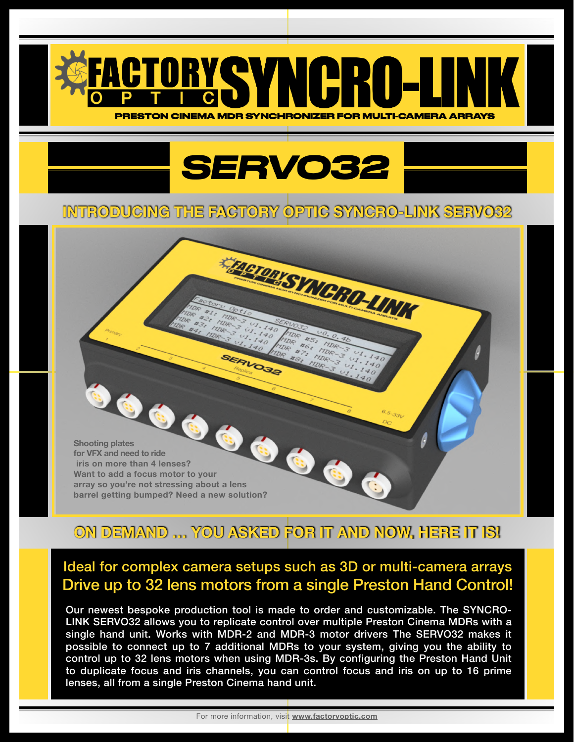# FACTORY OPTIC SYNCRO-LINK

PRESTON CINEMA MDR SYNCHRONIZER FOR MULTI-CAMERA ARRAYS

## SERVO32

### INTRODUCING THE FACTORY OPTIC SYNCRO-LINK SERVO32

Shooting plates for VFX and need to ride iris on more than 4 lenses? Want to add a focus motor to your array so you're not stressing about a lens barrel getting bumped? Need a new solution?

### ON DEMAND ... YOU ASKED FOR IT AND NOW, HERE IT IS!

**Ideal for complex camera setups such as 3D or multi-camera arrays**
**Drive up to 32 lens motors from a single Preston Hand Control!**

Our newest bespoke production tool is made to order and customizable. The SYNCRO-LINK SERVO32 allows you to replicate control over multiple Preston Cinema MDRs with a single hand unit. Works with MDR-2 and MDR-3 motor drivers The SERVO32 makes it possible to connect up to 7 additional MDRs to your system, giving you the ability to control up to 32 lens motors when using MDR-3s. By configuring the Preston Hand Unit to duplicate focus and iris channels, you can control focus and iris on up to 16 prime lenses, all from a single Preston Cinema hand unit.

For more information, visit **www.factoryoptic.com**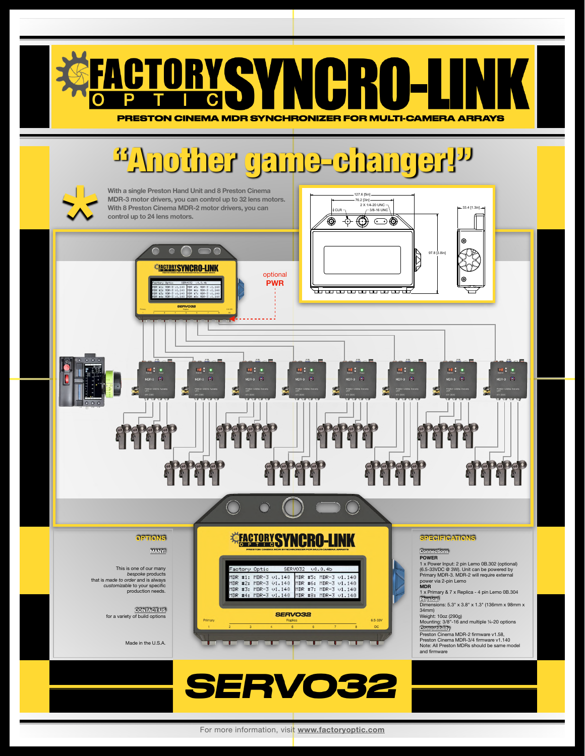# FACTORY OPTIC SYNCRO-LINK

**PRESTON CINEMA MDR SYNCHRONIZER FOR MULTI-CAMERA ARRAYS**

## “Another game-changer!”

With a single Preston Hand Unit and 8 Preston Cinema MDR-3 motor drivers, you can control up to 32 lens motors. With 8 Preston Cinema MDR-2 motor drivers, you can control up to 24 lens motors.

127.6 [5in]
76.2 [3in]
2 X 1/4-20 UNC
3/8-16 UNC
CLR
33.4 [1.3in]
97.8 [3.8in]

optional
PWR

## OPTIONS

**MANY!**

This is one of our many *bespoke* products that is *made to order* and is always *customizable* to your specific production needs.

**CONTACT US** for a variety of build options

Made in the U.S.A.

## SPECIFICATIONS

**Connections**

**POWER**
1 x Power Input: 2 pin Lemo 0B.302 (optional) (6.5-33VDC @ 3W). Unit can be powered by Primary MDR-3. MDR-2 will require external power via 2-pin Lemo

**MDR**
1 x Primary & 7 x Replica - 4 pin Lemo 0B.304

**Physical**
Dimensions: 5.3" x 3.8" x 1.3" (136mm x 98mm x 34mm)
Weight: 10oz (290g)
Mounting: 3/8"-16 and multiple ¼-20 options

**Compatibility**
Preston Cinema MDR-2 firmware v1.58,
Preston Cinema MDR-3/4 firmware v1.140
Note: All Preston MDRs should be same model and firmware

# SERVO32

For more information, visit **www.factoryoptic.com**